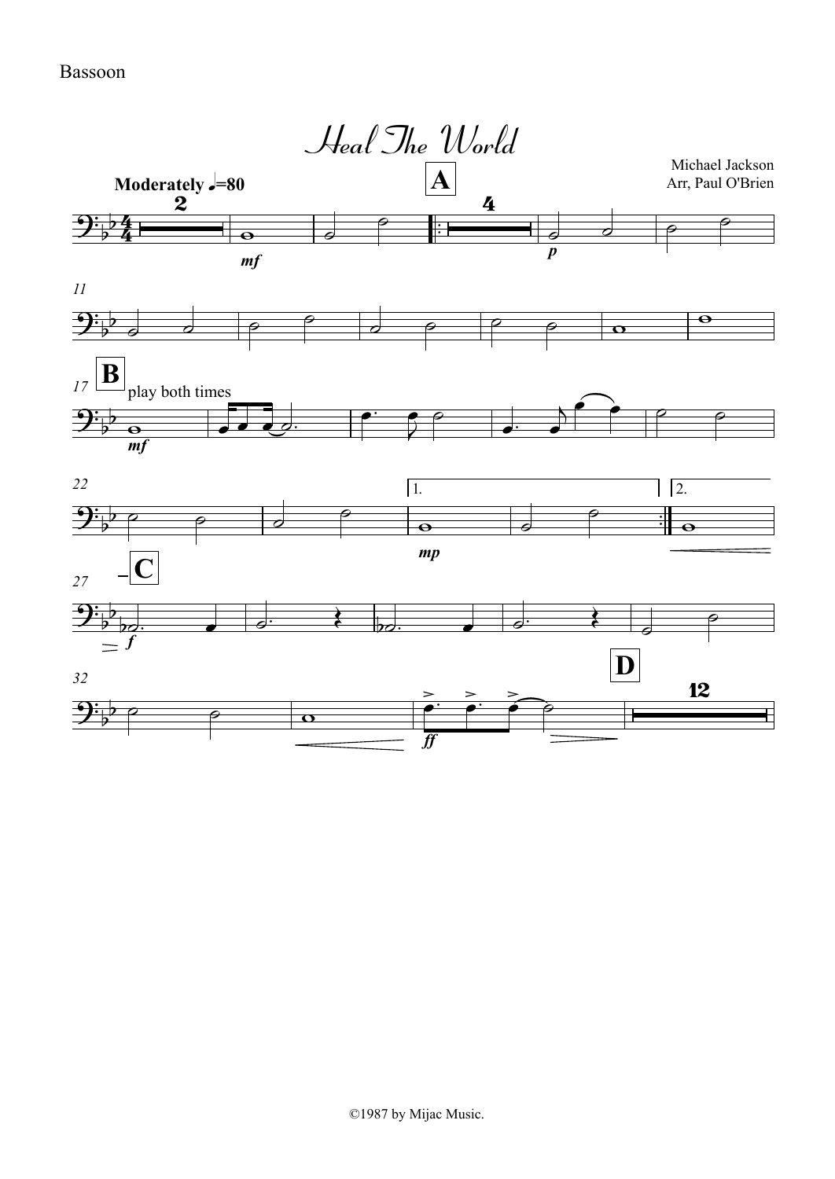Bassoon

# Heal The World

Michael Jackson
Arr, Paul O'Brien

**Moderately** ♩=80

play both times

©1987 by Mijac Music.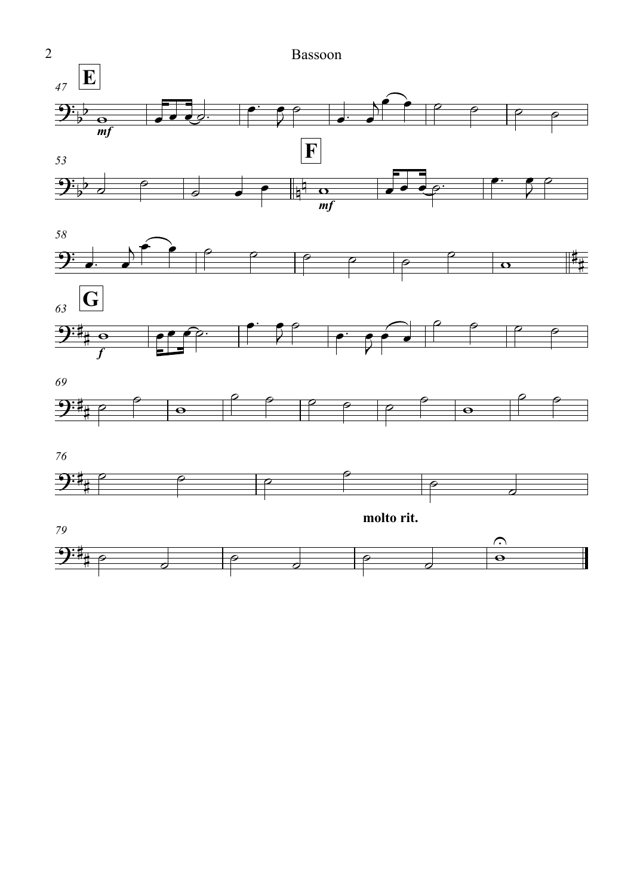E

mf

F

mf

G

f

molto rit.